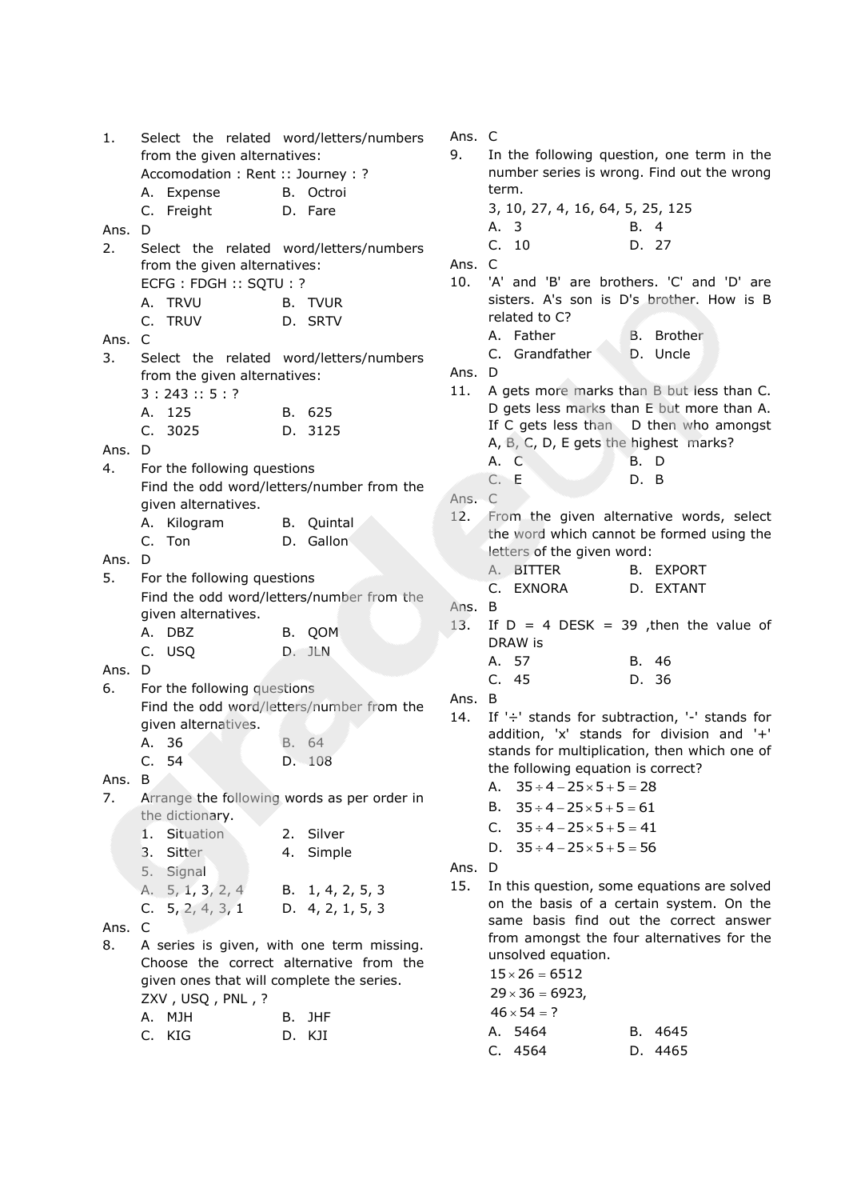1. Select the related word/letters/numbers from the given alternatives:
   Accomodation : Rent :: Journey : ?
   A. Expense  B. Octroi
   C. Freight  D. Fare

Ans. D

2. Select the related word/letters/numbers from the given alternatives:
   ECFG : FDGH :: SQTU : ?
   A. TRVU  B. TVUR
   C. TRUV  D. SRTV

Ans. C

3. Select the related word/letters/numbers from the given alternatives:
   3 : 243 :: 5 : ?
   A. 125  B. 625
   C. 3025  D. 3125

Ans. D

4. For the following questions
   Find the odd word/letters/number from the given alternatives.
   A. Kilogram  B. Quintal
   C. Ton  D. Gallon

Ans. D

5. For the following questions
   Find the odd word/letters/number from the given alternatives.
   A. DBZ  B. QOM
   C. USQ  D. JLN

Ans. D

6. For the following questions
   Find the odd word/letters/number from the given alternatives.
   A. 36  B. 64
   C. 54  D. 108

Ans. B

7. Arrange the following words as per order in the dictionary.
   1. Situation  2. Silver
   3. Sitter  4. Simple
   5. Signal
   A. 5, 1, 3, 2, 4  B. 1, 4, 2, 5, 3
   C. 5, 2, 4, 3, 1  D. 4, 2, 1, 5, 3

Ans. C

8. A series is given, with one term missing. Choose the correct alternative from the given ones that will complete the series.
   ZXV , USQ , PNL , ?
   A. MJH  B. JHF
   C. KIG  D. KJI

Ans. C

9. In the following question, one term in the number series is wrong. Find out the wrong term.
   3, 10, 27, 4, 16, 64, 5, 25, 125
   A. 3  B. 4
   C. 10  D. 27

Ans. C

10. 'A' and 'B' are brothers. 'C' and 'D' are sisters. A's son is D's brother. How is B related to C?
    A. Father  B. Brother
    C. Grandfather  D. Uncle

Ans. D

11. A gets more marks than B but less than C. D gets less marks than E but more than A. If C gets less than D then who amongst A, B, C, D, E gets the highest marks?
    A. C  B. D
    C. E  D. B

Ans. C

12. From the given alternative words, select the word which cannot be formed using the letters of the given word:
    A. BITTER  B. EXPORT
    C. EXNORA  D. EXTANT

Ans. B

13. If D = 4 DESK = 39 ,then the value of DRAW is
    A. 57  B. 46
    C. 45  D. 36

Ans. B

14. If '÷' stands for subtraction, '-' stands for addition, 'x' stands for division and '+' stands for multiplication, then which one of the following equation is correct?
    A. $35 \div 4 - 25 \times 5 + 5 = 28$
    B. $35 \div 4 - 25 \times 5 + 5 = 61$
    C. $35 \div 4 - 25 \times 5 + 5 = 41$
    D. $35 \div 4 - 25 \times 5 + 5 = 56$

Ans. D

15. In this question, some equations are solved on the basis of a certain system. On the same basis find out the correct answer from amongst the four alternatives for the unsolved equation.
    $15 \times 26 = 6512$
    $29 \times 36 = 6923$,
    $46 \times 54 = ?$
    A. 5464  B. 4645
    C. 4564  D. 4465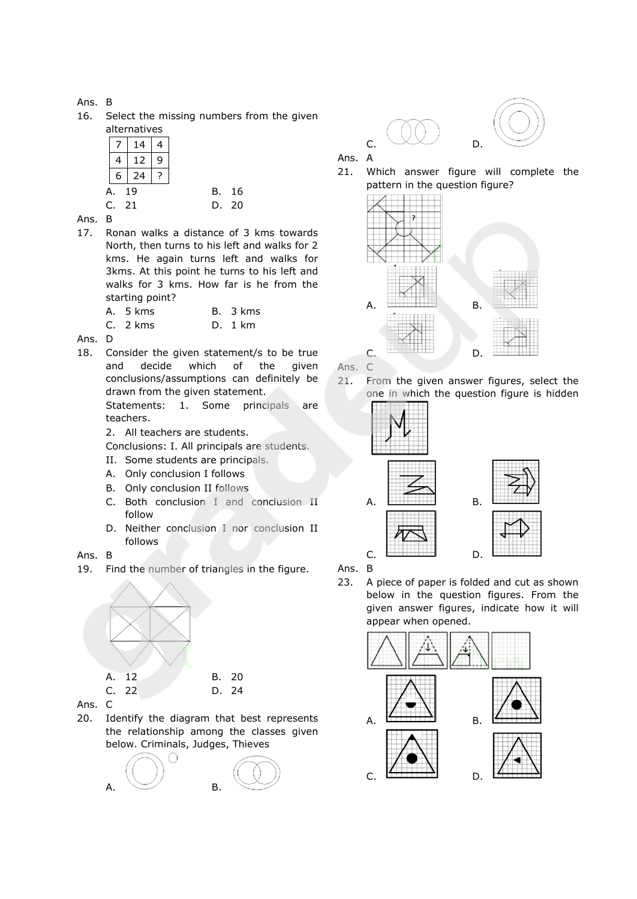Ans. B

16. Select the missing numbers from the given alternatives

| 7 | 14 | 4 |
|---|---|---|
| 4 | 12 | 9 |
| 6 | 24 | ? |

A. 19 B. 16
C. 21 D. 20

Ans. B

17. Ronan walks a distance of 3 kms towards North, then turns to his left and walks for 2 kms. He again turns left and walks for 3kms. At this point he turns to his left and walks for 3 kms. How far is he from the starting point?

A. 5 kms B. 3 kms
C. 2 kms D. 1 km

Ans. D

18. Consider the given statement/s to be true and decide which of the given conclusions/assumptions can definitely be drawn from the given statement.

Statements: 1. Some principals are teachers.
2. All teachers are students.

Conclusions: I. All principals are students.
II. Some students are principals.

A. Only conclusion I follows
B. Only conclusion II follows
C. Both conclusion I and conclusion II follow
D. Neither conclusion I nor conclusion II follows

Ans. B

19. Find the number of triangles in the figure.

A. 12 B. 20
C. 22 D. 24

Ans. C

20. Identify the diagram that best represents the relationship among the classes given below. Criminals, Judges, Thieves

A. B.
C. D.

Ans. A

21. Which answer figure will complete the pattern in the question figure?

A. B.
C. D.

Ans. C

21. From the given answer figures, select the one in which the question figure is hidden

A. B.
C. D.

Ans. B

23. A piece of paper is folded and cut as shown below in the question figures. From the given answer figures, indicate how it will appear when opened.

A. B.
C. D.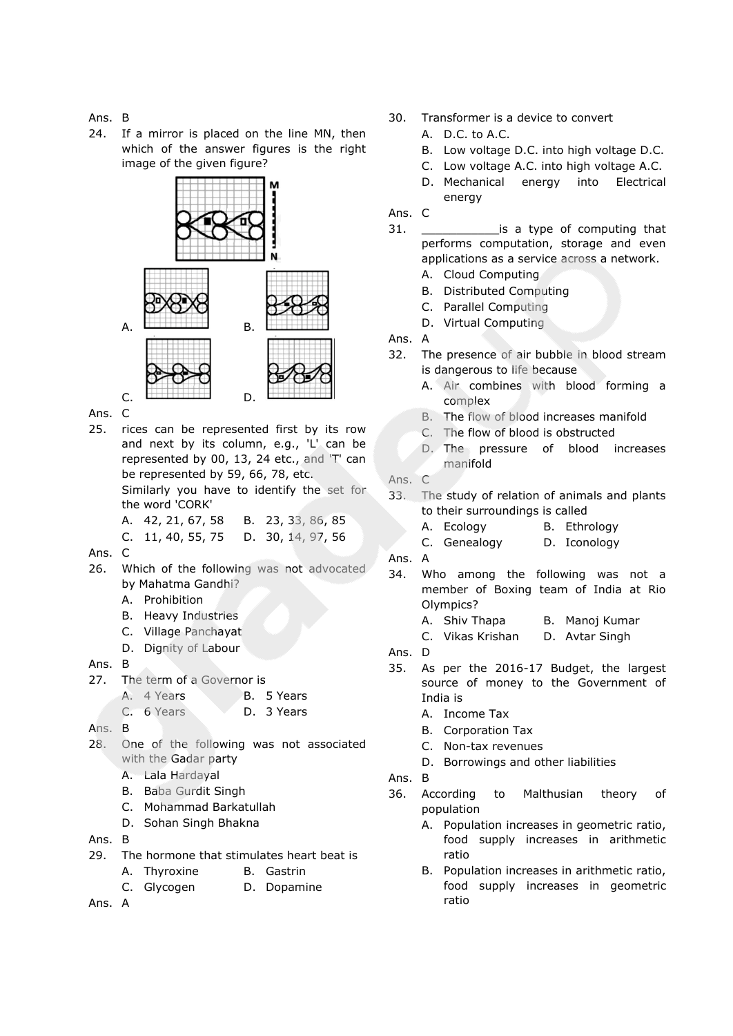Ans. B

24. If a mirror is placed on the line MN, then which of the answer figures is the right image of the given figure?

A. B. C. D.

Ans. C

25. rices can be represented first by its row and next by its column, e.g., 'L' can be represented by 00, 13, 24 etc., and 'T' can be represented by 59, 66, 78, etc.
Similarly you have to identify the set for the word 'CORK'
A. 42, 21, 67, 58
B. 23, 33, 86, 85
C. 11, 40, 55, 75
D. 30, 14, 97, 56

Ans. C

26. Which of the following was not advocated by Mahatma Gandhi?
A. Prohibition
B. Heavy Industries
C. Village Panchayat
D. Dignity of Labour

Ans. B

27. The term of a Governor is
A. 4 Years
B. 5 Years
C. 6 Years
D. 3 Years

Ans. B

28. One of the following was not associated with the Gadar party
A. Lala Hardayal
B. Baba Gurdit Singh
C. Mohammad Barkatullah
D. Sohan Singh Bhakna

Ans. B

29. The hormone that stimulates heart beat is
A. Thyroxine
B. Gastrin
C. Glycogen
D. Dopamine

Ans. A

30. Transformer is a device to convert
A. D.C. to A.C.
B. Low voltage D.C. into high voltage D.C.
C. Low voltage A.C. into high voltage A.C.
D. Mechanical energy into Electrical energy

Ans. C

31. ___________is a type of computing that performs computation, storage and even applications as a service across a network.
A. Cloud Computing
B. Distributed Computing
C. Parallel Computing
D. Virtual Computing

Ans. A

32. The presence of air bubble in blood stream is dangerous to life because
A. Air combines with blood forming a complex
B. The flow of blood increases manifold
C. The flow of blood is obstructed
D. The pressure of blood increases manifold

Ans. C

33. The study of relation of animals and plants to their surroundings is called
A. Ecology
B. Ethrology
C. Genealogy
D. Iconology

Ans. A

34. Who among the following was not a member of Boxing team of India at Rio Olympics?
A. Shiv Thapa
B. Manoj Kumar
C. Vikas Krishan
D. Avtar Singh

Ans. D

35. As per the 2016-17 Budget, the largest source of money to the Government of India is
A. Income Tax
B. Corporation Tax
C. Non-tax revenues
D. Borrowings and other liabilities

Ans. B

36. According to Malthusian theory of population
A. Population increases in geometric ratio, food supply increases in arithmetic ratio
B. Population increases in arithmetic ratio, food supply increases in geometric ratio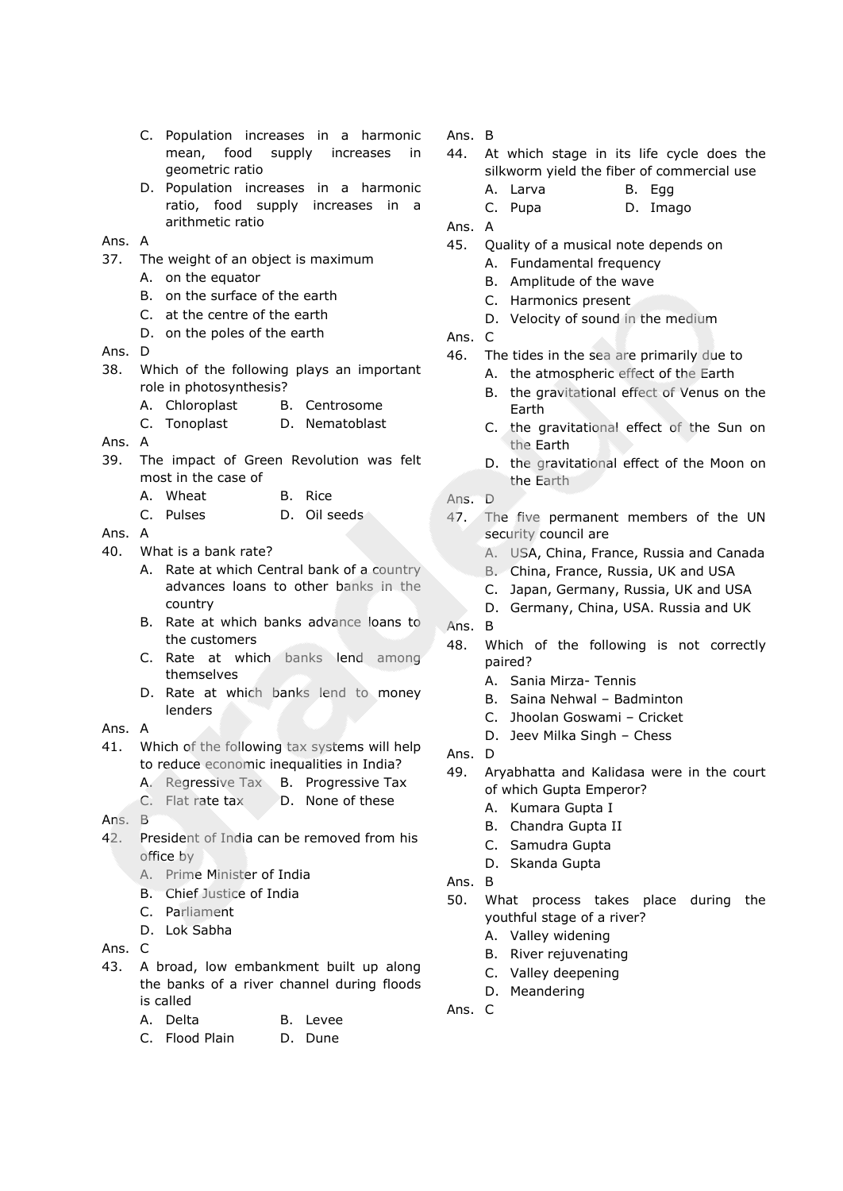C. Population increases in a harmonic mean, food supply increases in geometric ratio
D. Population increases in a harmonic ratio, food supply increases in a arithmetic ratio

Ans. A

37. The weight of an object is maximum
A. on the equator
B. on the surface of the earth
C. at the centre of the earth
D. on the poles of the earth

Ans. D

38. Which of the following plays an important role in photosynthesis?
A. Chloroplast
B. Centrosome
C. Tonoplast
D. Nematoblast

Ans. A

39. The impact of Green Revolution was felt most in the case of
A. Wheat
B. Rice
C. Pulses
D. Oil seeds

Ans. A

40. What is a bank rate?
A. Rate at which Central bank of a country advances loans to other banks in the country
B. Rate at which banks advance loans to the customers
C. Rate at which banks lend among themselves
D. Rate at which banks lend to money lenders

Ans. A

41. Which of the following tax systems will help to reduce economic inequalities in India?
A. Regressive Tax
B. Progressive Tax
C. Flat rate tax
D. None of these

Ans. B

42. President of India can be removed from his office by
A. Prime Minister of India
B. Chief Justice of India
C. Parliament
D. Lok Sabha

Ans. C

43. A broad, low embankment built up along the banks of a river channel during floods is called
A. Delta
B. Levee
C. Flood Plain
D. Dune

Ans. B

44. At which stage in its life cycle does the silkworm yield the fiber of commercial use
A. Larva
B. Egg
C. Pupa
D. Imago

Ans. A

45. Quality of a musical note depends on
A. Fundamental frequency
B. Amplitude of the wave
C. Harmonics present
D. Velocity of sound in the medium

Ans. C

46. The tides in the sea are primarily due to
A. the atmospheric effect of the Earth
B. the gravitational effect of Venus on the Earth
C. the gravitational effect of the Sun on the Earth
D. the gravitational effect of the Moon on the Earth

Ans. D

47. The five permanent members of the UN security council are
A. USA, China, France, Russia and Canada
B. China, France, Russia, UK and USA
C. Japan, Germany, Russia, UK and USA
D. Germany, China, USA. Russia and UK

Ans. B

48. Which of the following is not correctly paired?
A. Sania Mirza- Tennis
B. Saina Nehwal – Badminton
C. Jhoolan Goswami – Cricket
D. Jeev Milka Singh – Chess

Ans. D

49. Aryabhatta and Kalidasa were in the court of which Gupta Emperor?
A. Kumara Gupta I
B. Chandra Gupta II
C. Samudra Gupta
D. Skanda Gupta

Ans. B

50. What process takes place during the youthful stage of a river?
A. Valley widening
B. River rejuvenating
C. Valley deepening
D. Meandering

Ans. C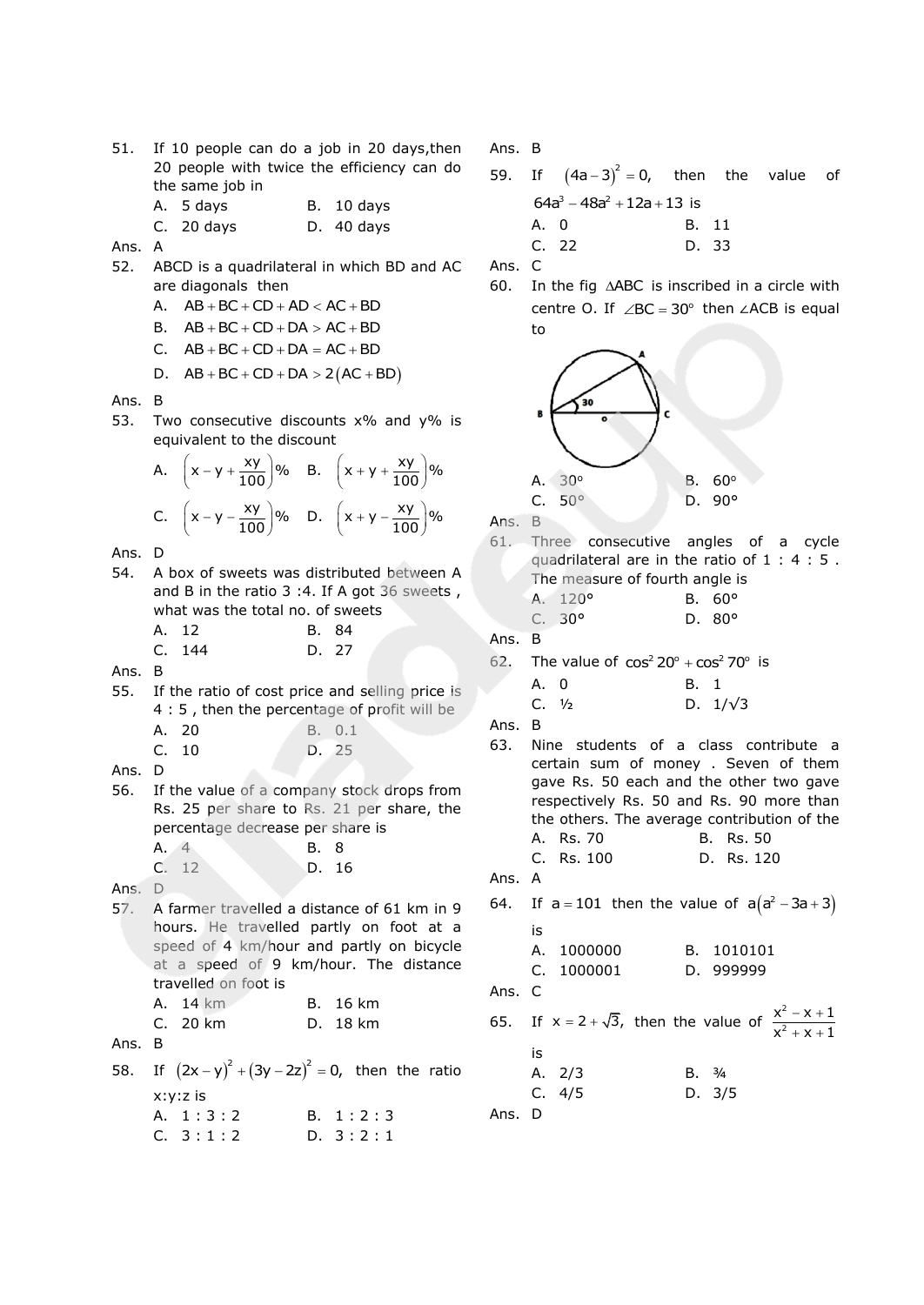51. If 10 people can do a job in 20 days,then 20 people with twice the efficiency can do the same job in

A. 5 days B. 10 days
C. 20 days D. 40 days

Ans. A

52. ABCD is a quadrilateral in which BD and AC are diagonals then

A. $AB + BC + CD + AD < AC + BD$
B. $AB + BC + CD + DA > AC + BD$
C. $AB + BC + CD + DA = AC + BD$
D. $AB + BC + CD + DA > 2(AC + BD)$

Ans. B

53. Two consecutive discounts x% and y% is equivalent to the discount

A. $\left(x - y + \frac{xy}{100}\right)\%$ B. $\left(x + y + \frac{xy}{100}\right)\%$
C. $\left(x - y - \frac{xy}{100}\right)\%$ D. $\left(x + y - \frac{xy}{100}\right)\%$

Ans. D

54. A box of sweets was distributed between A and B in the ratio 3 :4. If A got 36 sweets , what was the total no. of sweets

A. 12 B. 84
C. 144 D. 27

Ans. B

55. If the ratio of cost price and selling price is 4 : 5 , then the percentage of profit will be

A. 20 B. 0.1
C. 10 D. 25

Ans. D

56. If the value of a company stock drops from Rs. 25 per share to Rs. 21 per share, the percentage decrease per share is

A. 4 B. 8
C. 12 D. 16

Ans. D

57. A farmer travelled a distance of 61 km in 9 hours. He travelled partly on foot at a speed of 4 km/hour and partly on bicycle at a speed of 9 km/hour. The distance travelled on foot is

A. 14 km B. 16 km
C. 20 km D. 18 km

Ans. B

58. If $(2x - y)^2 + (3y - 2z)^2 = 0,$ then the ratio x:y:z is

A. 1 : 3 : 2 B. 1 : 2 : 3
C. 3 : 1 : 2 D. 3 : 2 : 1

Ans. B

59. If $(4a - 3)^2 = 0,$ then the value of $64a^3 - 48a^2 + 12a + 13$ is

A. 0 B. 11
C. 22 D. 33

Ans. C

60. In the fig $\triangle ABC$ is inscribed in a circle with centre O. If $\angle BC = 30^\circ$ then $\angle ACB$ is equal to

A. 30° B. 60°
C. 50° D. 90°

Ans. B

61. Three consecutive angles of a cycle quadrilateral are in the ratio of 1 : 4 : 5 . The measure of fourth angle is

A. 120° B. 60°
C. 30° D. 80°

Ans. B

62. The value of $\cos^2 20^\circ + \cos^2 70^\circ$ is

A. 0 B. 1
C. ½ D. $1/\sqrt{3}$

Ans. B

63. Nine students of a class contribute a certain sum of money . Seven of them gave Rs. 50 each and the other two gave respectively Rs. 50 and Rs. 90 more than the others. The average contribution of the

A. Rs. 70 B. Rs. 50
C. Rs. 100 D. Rs. 120

Ans. A

64. If $a = 101$ then the value of $a(a^2 - 3a + 3)$ is

A. 1000000 B. 1010101
C. 1000001 D. 999999

Ans. C

65. If $x = 2 + \sqrt{3},$ then the value of $\frac{x^2 - x + 1}{x^2 + x + 1}$ is

A. 2/3 B. ¾
C. 4/5 D. 3/5

Ans. D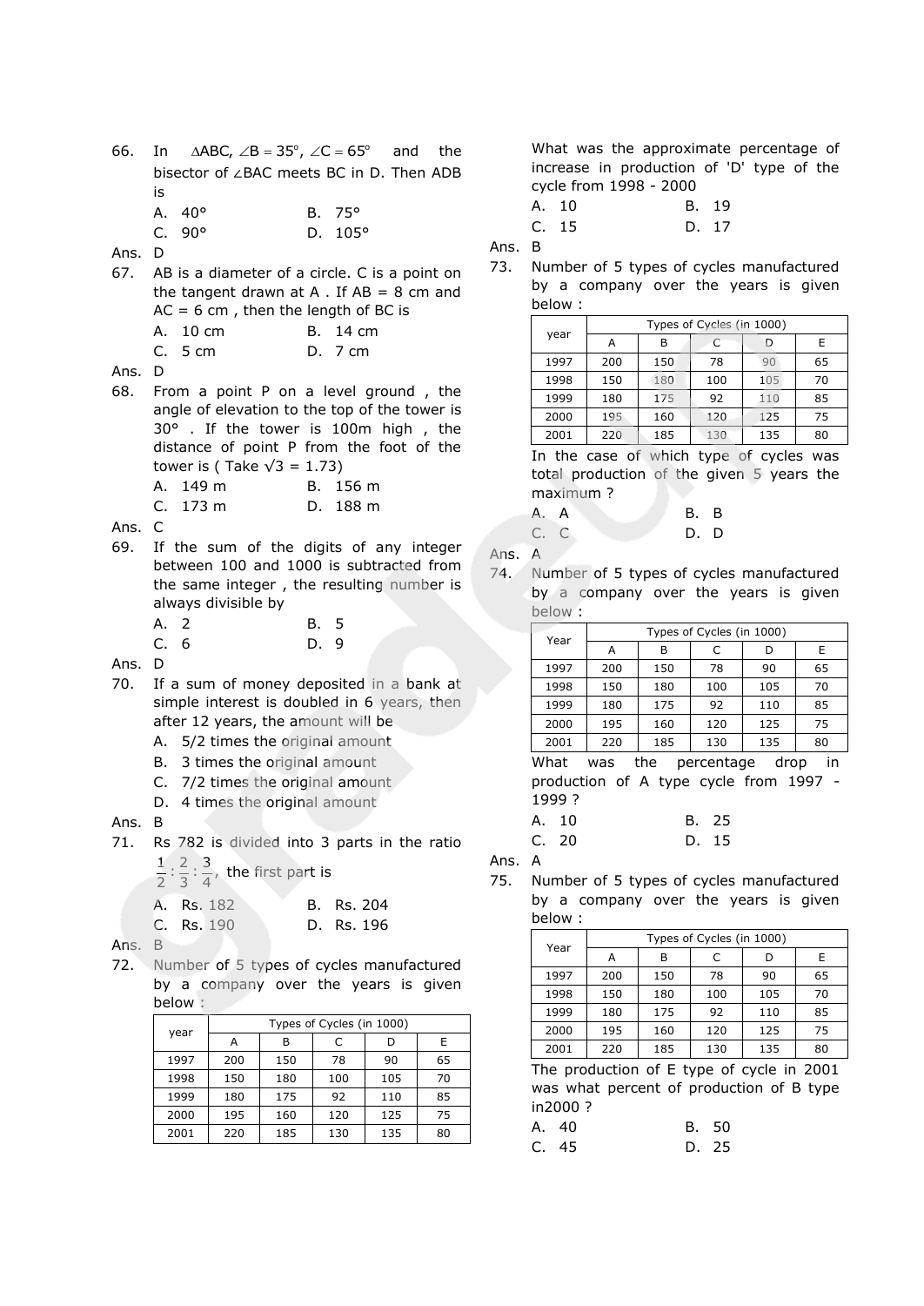66. In $\triangle ABC$, $\angle B = 35^\circ$, $\angle C = 65^\circ$ and the bisector of $\angle BAC$ meets BC in D. Then ADB is

A. 40° B. 75°
C. 90° D. 105°

Ans. D

67. AB is a diameter of a circle. C is a point on the tangent drawn at A . If AB = 8 cm and AC = 6 cm , then the length of BC is

A. 10 cm B. 14 cm
C. 5 cm D. 7 cm

Ans. D

68. From a point P on a level ground , the angle of elevation to the top of the tower is 30° . If the tower is 100m high , the distance of point P from the foot of the tower is ( Take $\sqrt{3} = 1.73$)

A. 149 m B. 156 m
C. 173 m D. 188 m

Ans. C

69. If the sum of the digits of any integer between 100 and 1000 is subtracted from the same integer , the resulting number is always divisible by

A. 2 B. 5
C. 6 D. 9

Ans. D

70. If a sum of money deposited in a bank at simple interest is doubled in 6 years, then after 12 years, the amount will be

A. 5/2 times the original amount
B. 3 times the original amount
C. 7/2 times the original amount
D. 4 times the original amount

Ans. B

71. Rs 782 is divided into 3 parts in the ratio $\frac{1}{2}:\frac{2}{3}:\frac{3}{4}$, the first part is

A. Rs. 182 B. Rs. 204
C. Rs. 190 D. Rs. 196

Ans. B

72. Number of 5 types of cycles manufactured by a company over the years is given below :

| year | Types of Cycles (in 1000) | | | | |
|---|---|---|---|---|---|
| | A | B | C | D | E |
| 1997 | 200 | 150 | 78 | 90 | 65 |
| 1998 | 150 | 180 | 100 | 105 | 70 |
| 1999 | 180 | 175 | 92 | 110 | 85 |
| 2000 | 195 | 160 | 120 | 125 | 75 |
| 2001 | 220 | 185 | 130 | 135 | 80 |

What was the approximate percentage of increase in production of 'D' type of the cycle from 1998 - 2000

A. 10 B. 19
C. 15 D. 17

Ans. B

73. Number of 5 types of cycles manufactured by a company over the years is given below :

| year | Types of Cycles (in 1000) | | | | |
|---|---|---|---|---|---|
| | A | B | C | D | E |
| 1997 | 200 | 150 | 78 | 90 | 65 |
| 1998 | 150 | 180 | 100 | 105 | 70 |
| 1999 | 180 | 175 | 92 | 110 | 85 |
| 2000 | 195 | 160 | 120 | 125 | 75 |
| 2001 | 220 | 185 | 130 | 135 | 80 |

In the case of which type of cycles was total production of the given 5 years the maximum ?

A. A B. B
C. C D. D

Ans. A

74. Number of 5 types of cycles manufactured by a company over the years is given below :

| Year | Types of Cycles (in 1000) | | | | |
|---|---|---|---|---|---|
| | A | B | C | D | E |
| 1997 | 200 | 150 | 78 | 90 | 65 |
| 1998 | 150 | 180 | 100 | 105 | 70 |
| 1999 | 180 | 175 | 92 | 110 | 85 |
| 2000 | 195 | 160 | 120 | 125 | 75 |
| 2001 | 220 | 185 | 130 | 135 | 80 |

What was the percentage drop in production of A type cycle from 1997 - 1999 ?

A. 10 B. 25
C. 20 D. 15

Ans. A

75. Number of 5 types of cycles manufactured by a company over the years is given below :

| Year | Types of Cycles (in 1000) | | | | |
|---|---|---|---|---|---|
| | A | B | C | D | E |
| 1997 | 200 | 150 | 78 | 90 | 65 |
| 1998 | 150 | 180 | 100 | 105 | 70 |
| 1999 | 180 | 175 | 92 | 110 | 85 |
| 2000 | 195 | 160 | 120 | 125 | 75 |
| 2001 | 220 | 185 | 130 | 135 | 80 |

The production of E type of cycle in 2001 was what percent of production of B type in2000 ?

A. 40 B. 50
C. 45 D. 25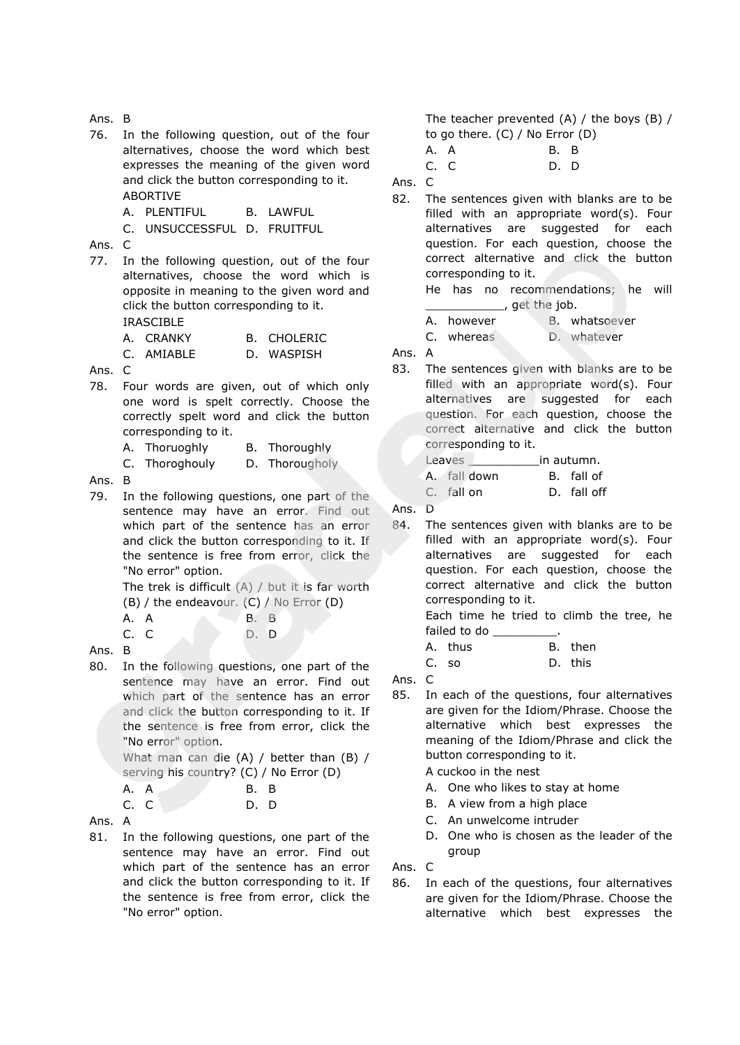Ans. B

76. In the following question, out of the four alternatives, choose the word which best expresses the meaning of the given word and click the button corresponding to it.
ABORTIVE
A. PLENTIFUL B. LAWFUL
C. UNSUCCESSFUL D. FRUITFUL

Ans. C

77. In the following question, out of the four alternatives, choose the word which is opposite in meaning to the given word and click the button corresponding to it.
IRASCIBLE
A. CRANKY B. CHOLERIC
C. AMIABLE D. WASPISH

Ans. C

78. Four words are given, out of which only one word is spelt correctly. Choose the correctly spelt word and click the button corresponding to it.
A. Thoruoghly B. Thoroughly
C. Thoroghouly D. Thorougholy

Ans. B

79. In the following questions, one part of the sentence may have an error. Find out which part of the sentence has an error and click the button corresponding to it. If the sentence is free from error, click the "No error" option.
The trek is difficult (A) / but it is far worth (B) / the endeavour. (C) / No Error (D)
A. A B. B
C. C D. D

Ans. B

80. In the following questions, one part of the sentence may have an error. Find out which part of the sentence has an error and click the button corresponding to it. If the sentence is free from error, click the "No error" option.
What man can die (A) / better than (B) / serving his country? (C) / No Error (D)
A. A B. B
C. C D. D

Ans. A

81. In the following questions, one part of the sentence may have an error. Find out which part of the sentence has an error and click the button corresponding to it. If the sentence is free from error, click the "No error" option.
The teacher prevented (A) / the boys (B) / to go there. (C) / No Error (D)
A. A B. B
C. C D. D

Ans. C

82. The sentences given with blanks are to be filled with an appropriate word(s). Four alternatives are suggested for each question. For each question, choose the correct alternative and click the button corresponding to it.
He has no recommendations; he will ___________, get the job.
A. however B. whatsoever
C. whereas D. whatever

Ans. A

83. The sentences given with blanks are to be filled with an appropriate word(s). Four alternatives are suggested for each question. For each question, choose the correct alternative and click the button corresponding to it.
Leaves __________in autumn.
A. fall down B. fall of
C. fall on D. fall off

Ans. D

84. The sentences given with blanks are to be filled with an appropriate word(s). Four alternatives are suggested for each question. For each question, choose the correct alternative and click the button corresponding to it.
Each time he tried to climb the tree, he failed to do _________.
A. thus B. then
C. so D. this

Ans. C

85. In each of the questions, four alternatives are given for the Idiom/Phrase. Choose the alternative which best expresses the meaning of the Idiom/Phrase and click the button corresponding to it.
A cuckoo in the nest
A. One who likes to stay at home
B. A view from a high place
C. An unwelcome intruder
D. One who is chosen as the leader of the group

Ans. C

86. In each of the questions, four alternatives are given for the Idiom/Phrase. Choose the alternative which best expresses the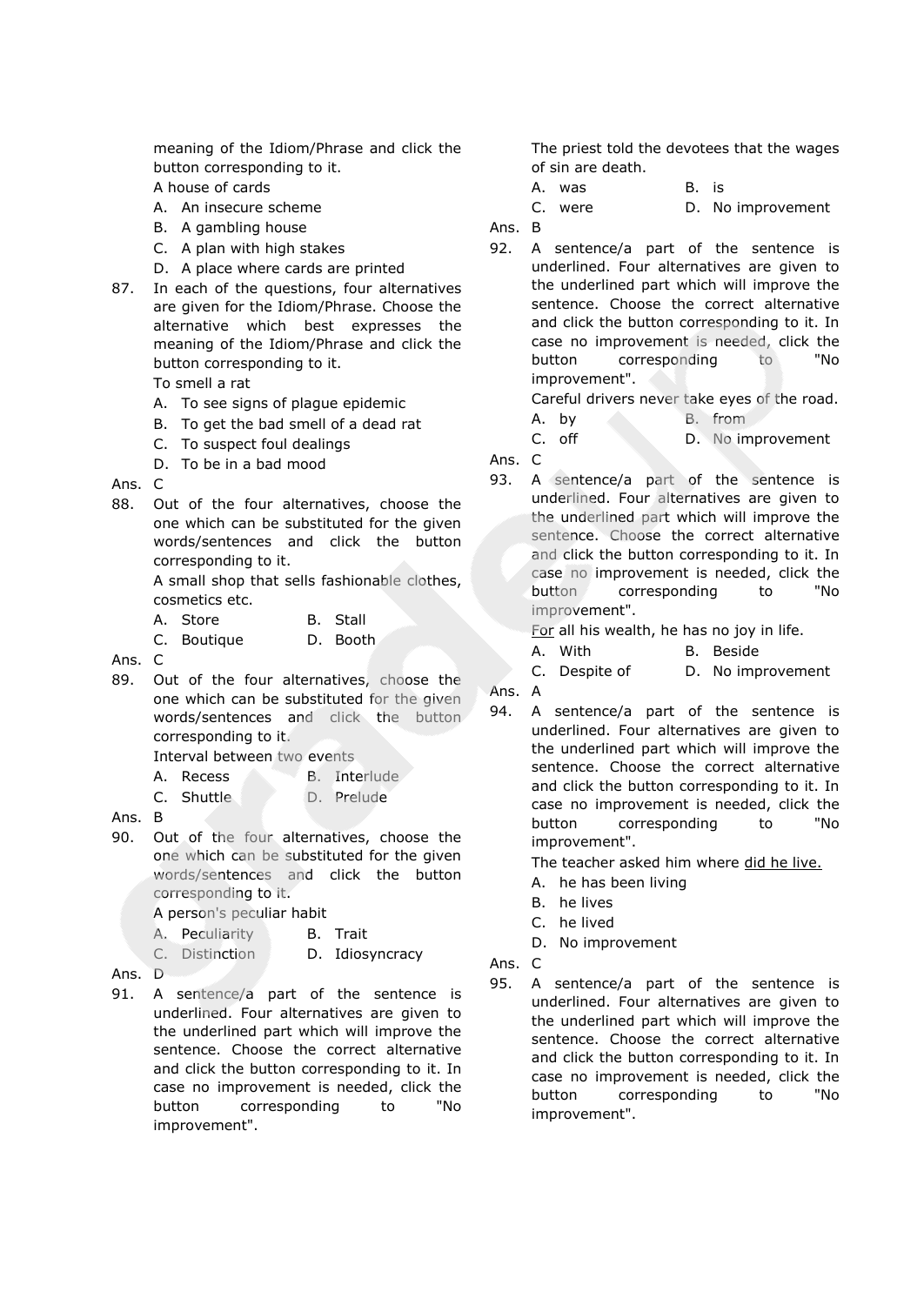meaning of the Idiom/Phrase and click the button corresponding to it.

A house of cards

A. An insecure scheme
B. A gambling house
C. A plan with high stakes
D. A place where cards are printed

87. In each of the questions, four alternatives are given for the Idiom/Phrase. Choose the alternative which best expresses the meaning of the Idiom/Phrase and click the button corresponding to it.

To smell a rat

A. To see signs of plague epidemic
B. To get the bad smell of a dead rat
C. To suspect foul dealings
D. To be in a bad mood

Ans. C

88. Out of the four alternatives, choose the one which can be substituted for the given words/sentences and click the button corresponding to it.

A small shop that sells fashionable clothes, cosmetics etc.

A. Store
B. Stall
C. Boutique
D. Booth

Ans. C

89. Out of the four alternatives, choose the one which can be substituted for the given words/sentences and click the button corresponding to it.

Interval between two events

A. Recess
B. Interlude
C. Shuttle
D. Prelude

Ans. B

90. Out of the four alternatives, choose the one which can be substituted for the given words/sentences and click the button corresponding to it.

A person's peculiar habit

A. Peculiarity
B. Trait
C. Distinction
D. Idiosyncracy

Ans. D

91. A sentence/a part of the sentence is underlined. Four alternatives are given to the underlined part which will improve the sentence. Choose the correct alternative and click the button corresponding to it. In case no improvement is needed, click the button corresponding to "No improvement".

The priest told the devotees that the wages of sin are death.

A. was
B. is
C. were
D. No improvement

Ans. B

92. A sentence/a part of the sentence is underlined. Four alternatives are given to the underlined part which will improve the sentence. Choose the correct alternative and click the button corresponding to it. In case no improvement is needed, click the button corresponding to "No improvement".

Careful drivers never take eyes of the road.

A. by
B. from
C. off
D. No improvement

Ans. C

93. A sentence/a part of the sentence is underlined. Four alternatives are given to the underlined part which will improve the sentence. Choose the correct alternative and click the button corresponding to it. In case no improvement is needed, click the button corresponding to "No improvement".

<u>For</u> all his wealth, he has no joy in life.

A. With
B. Beside
C. Despite of
D. No improvement

Ans. A

94. A sentence/a part of the sentence is underlined. Four alternatives are given to the underlined part which will improve the sentence. Choose the correct alternative and click the button corresponding to it. In case no improvement is needed, click the button corresponding to "No improvement".

The teacher asked him where <u>did he live.</u>

A. he has been living
B. he lives
C. he lived
D. No improvement

Ans. C

95. A sentence/a part of the sentence is underlined. Four alternatives are given to the underlined part which will improve the sentence. Choose the correct alternative and click the button corresponding to it. In case no improvement is needed, click the button corresponding to "No improvement".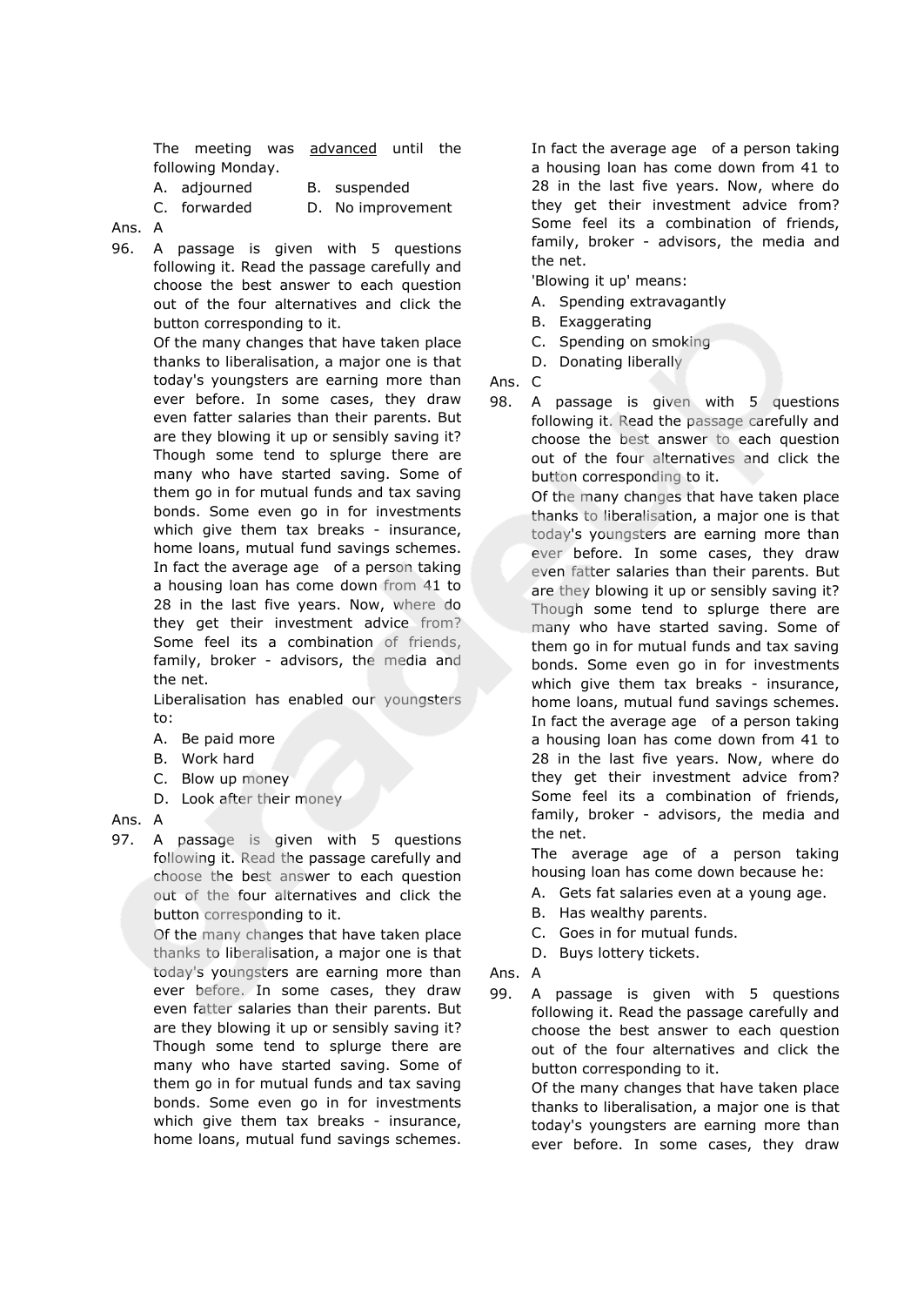The meeting was <u>advanced</u> until the following Monday.

A. adjourned B. suspended
C. forwarded D. No improvement

Ans. A

96. A passage is given with 5 questions following it. Read the passage carefully and choose the best answer to each question out of the four alternatives and click the button corresponding to it.

Of the many changes that have taken place thanks to liberalisation, a major one is that today's youngsters are earning more than ever before. In some cases, they draw even fatter salaries than their parents. But are they blowing it up or sensibly saving it? Though some tend to splurge there are many who have started saving. Some of them go in for mutual funds and tax saving bonds. Some even go in for investments which give them tax breaks - insurance, home loans, mutual fund savings schemes. In fact the average age of a person taking a housing loan has come down from 41 to 28 in the last five years. Now, where do they get their investment advice from? Some feel its a combination of friends, family, broker - advisors, the media and the net.

Liberalisation has enabled our youngsters to:

A. Be paid more
B. Work hard
C. Blow up money
D. Look after their money

Ans. A

97. A passage is given with 5 questions following it. Read the passage carefully and choose the best answer to each question out of the four alternatives and click the button corresponding to it.

Of the many changes that have taken place thanks to liberalisation, a major one is that today's youngsters are earning more than ever before. In some cases, they draw even fatter salaries than their parents. But are they blowing it up or sensibly saving it? Though some tend to splurge there are many who have started saving. Some of them go in for mutual funds and tax saving bonds. Some even go in for investments which give them tax breaks - insurance, home loans, mutual fund savings schemes. In fact the average age of a person taking a housing loan has come down from 41 to 28 in the last five years. Now, where do they get their investment advice from? Some feel its a combination of friends, family, broker - advisors, the media and the net.

'Blowing it up' means:

A. Spending extravagantly
B. Exaggerating
C. Spending on smoking
D. Donating liberally

Ans. C

98. A passage is given with 5 questions following it. Read the passage carefully and choose the best answer to each question out of the four alternatives and click the button corresponding to it.

Of the many changes that have taken place thanks to liberalisation, a major one is that today's youngsters are earning more than ever before. In some cases, they draw even fatter salaries than their parents. But are they blowing it up or sensibly saving it? Though some tend to splurge there are many who have started saving. Some of them go in for mutual funds and tax saving bonds. Some even go in for investments which give them tax breaks - insurance, home loans, mutual fund savings schemes. In fact the average age of a person taking a housing loan has come down from 41 to 28 in the last five years. Now, where do they get their investment advice from? Some feel its a combination of friends, family, broker - advisors, the media and the net.

The average age of a person taking housing loan has come down because he:

A. Gets fat salaries even at a young age.
B. Has wealthy parents.
C. Goes in for mutual funds.
D. Buys lottery tickets.

Ans. A

99. A passage is given with 5 questions following it. Read the passage carefully and choose the best answer to each question out of the four alternatives and click the button corresponding to it.

Of the many changes that have taken place thanks to liberalisation, a major one is that today's youngsters are earning more than ever before. In some cases, they draw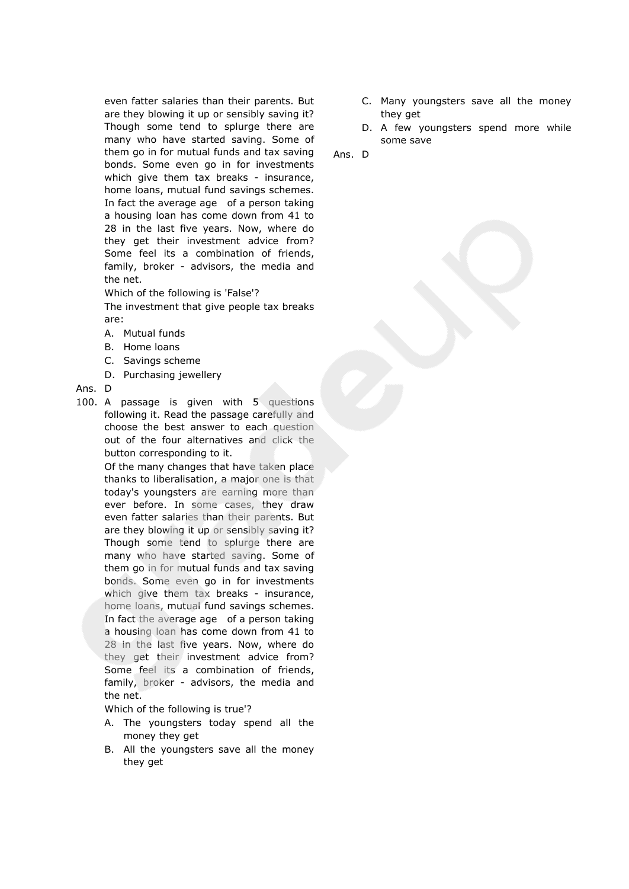even fatter salaries than their parents. But are they blowing it up or sensibly saving it? Though some tend to splurge there are many who have started saving. Some of them go in for mutual funds and tax saving bonds. Some even go in for investments which give them tax breaks - insurance, home loans, mutual fund savings schemes. In fact the average age of a person taking a housing loan has come down from 41 to 28 in the last five years. Now, where do they get their investment advice from? Some feel its a combination of friends, family, broker - advisors, the media and the net.

Which of the following is 'False'?

The investment that give people tax breaks are:

A. Mutual funds
B. Home loans
C. Savings scheme
D. Purchasing jewellery

Ans. D

100. A passage is given with 5 questions following it. Read the passage carefully and choose the best answer to each question out of the four alternatives and click the button corresponding to it.

Of the many changes that have taken place thanks to liberalisation, a major one is that today's youngsters are earning more than ever before. In some cases, they draw even fatter salaries than their parents. But are they blowing it up or sensibly saving it? Though some tend to splurge there are many who have started saving. Some of them go in for mutual funds and tax saving bonds. Some even go in for investments which give them tax breaks - insurance, home loans, mutual fund savings schemes. In fact the average age of a person taking a housing loan has come down from 41 to 28 in the last five years. Now, where do they get their investment advice from? Some feel its a combination of friends, family, broker - advisors, the media and the net.

Which of the following is true'?

A. The youngsters today spend all the money they get
B. All the youngsters save all the money they get
C. Many youngsters save all the money they get
D. A few youngsters spend more while some save

Ans. D